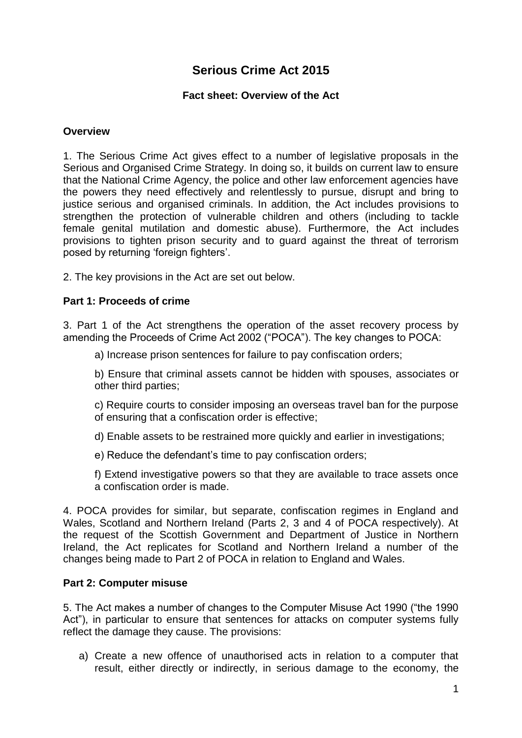# Serious Crime Act 2015

## Fact sheet: Overview of the Act

### Overview

1. The Serious Crime Act gives effect to a number of legislative proposals in the Serious and Organised Crime Strategy. In doing so, it builds on current law to ensure that the National Crime Agency, the police and other law enforcement agencies have the powers they need effectively and relentlessly to pursue, disrupt and bring to justice serious and organised criminals. In addition, the Act includes provisions to strengthen the protection of vulnerable children and others (including to tackle female genital mutilation and domestic abuse). Furthermore, the Act includes provisions to tighten prison security and to guard against the threat of terrorism posed by returning 'foreign fighters'.

2. The key provisions in the Act are set out below.

### Part 1: Proceeds of crime

3. Part 1 of the Act strengthens the operation of the asset recovery process by amending the Proceeds of Crime Act 2002 ("POCA"). The key changes to POCA:

a) Increase prison sentences for failure to pay confiscation orders;

b) Ensure that criminal assets cannot be hidden with spouses, associates or other third parties;

c) Require courts to consider imposing an overseas travel ban for the purpose of ensuring that a confiscation order is effective;

d) Enable assets to be restrained more quickly and earlier in investigations;

e) Reduce the defendant's time to pay confiscation orders;

f) Extend investigative powers so that they are available to trace assets once a confiscation order is made.

4. POCA provides for similar, but separate, confiscation regimes in England and Wales, Scotland and Northern Ireland (Parts 2, 3 and 4 of POCA respectively). At the request of the Scottish Government and Department of Justice in Northern Ireland, the Act replicates for Scotland and Northern Ireland a number of the changes being made to Part 2 of POCA in relation to England and Wales.

### Part 2: Computer misuse

5. The Act makes a number of changes to the Computer Misuse Act 1990 ("the 1990 Act"), in particular to ensure that sentences for attacks on computer systems fully reflect the damage they cause. The provisions:

a) Create a new offence of unauthorised acts in relation to a computer that result, either directly or indirectly, in serious damage to the economy, the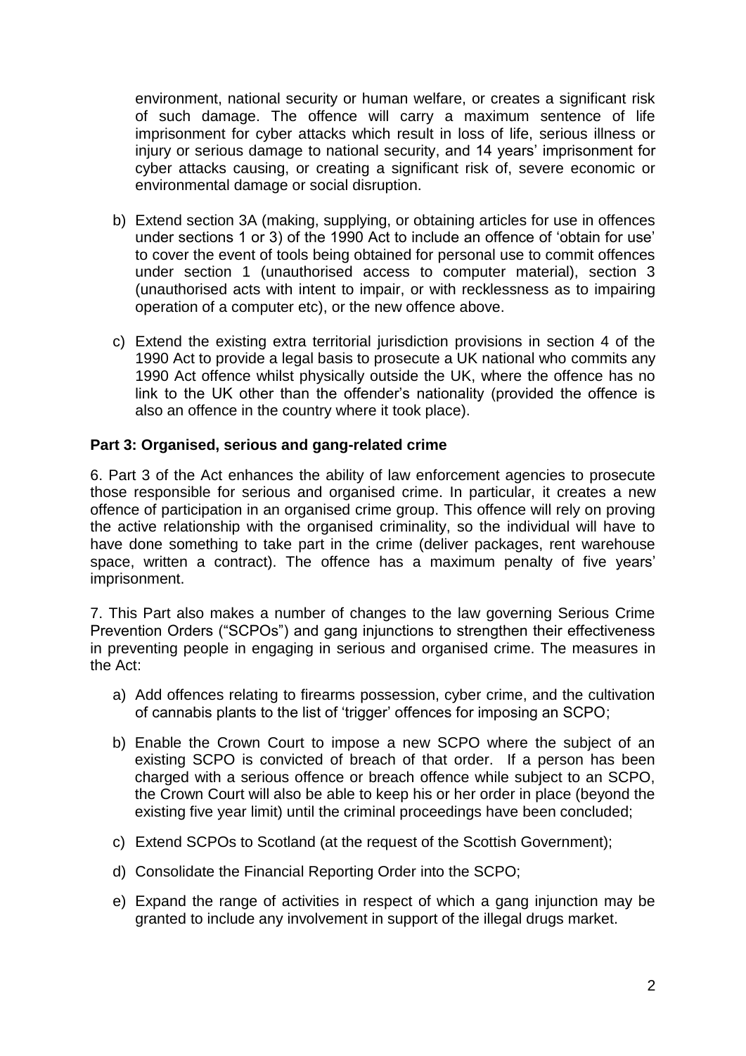environment, national security or human welfare, or creates a significant risk of such damage. The offence will carry a maximum sentence of life imprisonment for cyber attacks which result in loss of life, serious illness or injury or serious damage to national security, and 14 years' imprisonment for cyber attacks causing, or creating a significant risk of, severe economic or environmental damage or social disruption.

b) Extend section 3A (making, supplying, or obtaining articles for use in offences under sections 1 or 3) of the 1990 Act to include an offence of 'obtain for use' to cover the event of tools being obtained for personal use to commit offences under section 1 (unauthorised access to computer material), section 3 (unauthorised acts with intent to impair, or with recklessness as to impairing operation of a computer etc), or the new offence above.

c) Extend the existing extra territorial jurisdiction provisions in section 4 of the 1990 Act to provide a legal basis to prosecute a UK national who commits any 1990 Act offence whilst physically outside the UK, where the offence has no link to the UK other than the offender's nationality (provided the offence is also an offence in the country where it took place).

**Part 3: Organised, serious and gang-related crime**

6. Part 3 of the Act enhances the ability of law enforcement agencies to prosecute those responsible for serious and organised crime. In particular, it creates a new offence of participation in an organised crime group. This offence will rely on proving the active relationship with the organised criminality, so the individual will have to have done something to take part in the crime (deliver packages, rent warehouse space, written a contract). The offence has a maximum penalty of five years' imprisonment.

7. This Part also makes a number of changes to the law governing Serious Crime Prevention Orders ("SCPOs") and gang injunctions to strengthen their effectiveness in preventing people in engaging in serious and organised crime. The measures in the Act:

a) Add offences relating to firearms possession, cyber crime, and the cultivation of cannabis plants to the list of 'trigger' offences for imposing an SCPO;

b) Enable the Crown Court to impose a new SCPO where the subject of an existing SCPO is convicted of breach of that order. If a person has been charged with a serious offence or breach offence while subject to an SCPO, the Crown Court will also be able to keep his or her order in place (beyond the existing five year limit) until the criminal proceedings have been concluded;

c) Extend SCPOs to Scotland (at the request of the Scottish Government);

d) Consolidate the Financial Reporting Order into the SCPO;

e) Expand the range of activities in respect of which a gang injunction may be granted to include any involvement in support of the illegal drugs market.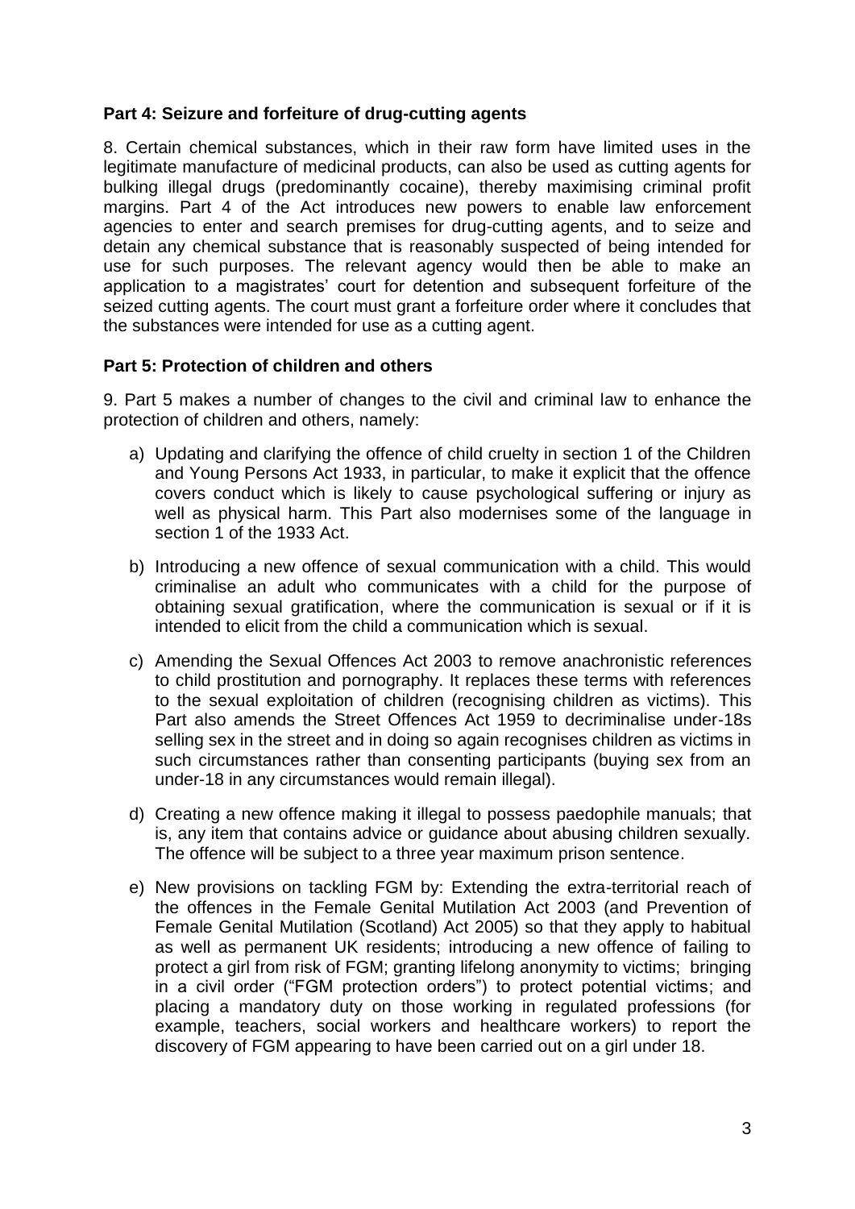**Part 4: Seizure and forfeiture of drug-cutting agents**

8. Certain chemical substances, which in their raw form have limited uses in the legitimate manufacture of medicinal products, can also be used as cutting agents for bulking illegal drugs (predominantly cocaine), thereby maximising criminal profit margins. Part 4 of the Act introduces new powers to enable law enforcement agencies to enter and search premises for drug-cutting agents, and to seize and detain any chemical substance that is reasonably suspected of being intended for use for such purposes. The relevant agency would then be able to make an application to a magistrates' court for detention and subsequent forfeiture of the seized cutting agents. The court must grant a forfeiture order where it concludes that the substances were intended for use as a cutting agent.

**Part 5: Protection of children and others**

9. Part 5 makes a number of changes to the civil and criminal law to enhance the protection of children and others, namely:

a) Updating and clarifying the offence of child cruelty in section 1 of the Children and Young Persons Act 1933, in particular, to make it explicit that the offence covers conduct which is likely to cause psychological suffering or injury as well as physical harm. This Part also modernises some of the language in section 1 of the 1933 Act.

b) Introducing a new offence of sexual communication with a child. This would criminalise an adult who communicates with a child for the purpose of obtaining sexual gratification, where the communication is sexual or if it is intended to elicit from the child a communication which is sexual.

c) Amending the Sexual Offences Act 2003 to remove anachronistic references to child prostitution and pornography. It replaces these terms with references to the sexual exploitation of children (recognising children as victims). This Part also amends the Street Offences Act 1959 to decriminalise under-18s selling sex in the street and in doing so again recognises children as victims in such circumstances rather than consenting participants (buying sex from an under-18 in any circumstances would remain illegal).

d) Creating a new offence making it illegal to possess paedophile manuals; that is, any item that contains advice or guidance about abusing children sexually. The offence will be subject to a three year maximum prison sentence.

e) New provisions on tackling FGM by: Extending the extra-territorial reach of the offences in the Female Genital Mutilation Act 2003 (and Prevention of Female Genital Mutilation (Scotland) Act 2005) so that they apply to habitual as well as permanent UK residents; introducing a new offence of failing to protect a girl from risk of FGM; granting lifelong anonymity to victims; bringing in a civil order ("FGM protection orders") to protect potential victims; and placing a mandatory duty on those working in regulated professions (for example, teachers, social workers and healthcare workers) to report the discovery of FGM appearing to have been carried out on a girl under 18.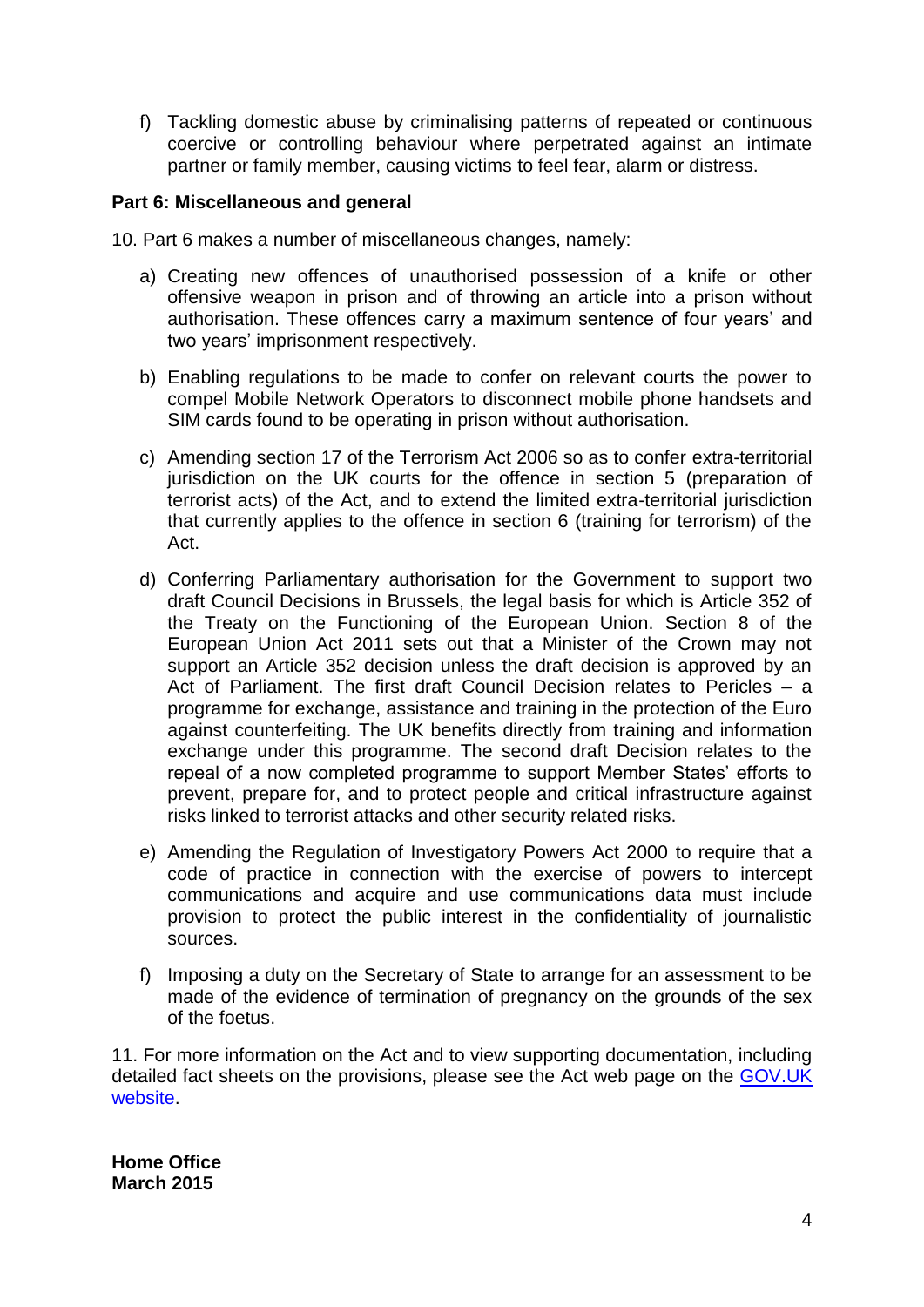f) Tackling domestic abuse by criminalising patterns of repeated or continuous coercive or controlling behaviour where perpetrated against an intimate partner or family member, causing victims to feel fear, alarm or distress.

**Part 6: Miscellaneous and general**

10. Part 6 makes a number of miscellaneous changes, namely:

a) Creating new offences of unauthorised possession of a knife or other offensive weapon in prison and of throwing an article into a prison without authorisation. These offences carry a maximum sentence of four years' and two years' imprisonment respectively.

b) Enabling regulations to be made to confer on relevant courts the power to compel Mobile Network Operators to disconnect mobile phone handsets and SIM cards found to be operating in prison without authorisation.

c) Amending section 17 of the Terrorism Act 2006 so as to confer extra-territorial jurisdiction on the UK courts for the offence in section 5 (preparation of terrorist acts) of the Act, and to extend the limited extra-territorial jurisdiction that currently applies to the offence in section 6 (training for terrorism) of the Act.

d) Conferring Parliamentary authorisation for the Government to support two draft Council Decisions in Brussels, the legal basis for which is Article 352 of the Treaty on the Functioning of the European Union. Section 8 of the European Union Act 2011 sets out that a Minister of the Crown may not support an Article 352 decision unless the draft decision is approved by an Act of Parliament. The first draft Council Decision relates to Pericles – a programme for exchange, assistance and training in the protection of the Euro against counterfeiting. The UK benefits directly from training and information exchange under this programme. The second draft Decision relates to the repeal of a now completed programme to support Member States' efforts to prevent, prepare for, and to protect people and critical infrastructure against risks linked to terrorist attacks and other security related risks.

e) Amending the Regulation of Investigatory Powers Act 2000 to require that a code of practice in connection with the exercise of powers to intercept communications and acquire and use communications data must include provision to protect the public interest in the confidentiality of journalistic sources.

f) Imposing a duty on the Secretary of State to arrange for an assessment to be made of the evidence of termination of pregnancy on the grounds of the sex of the foetus.

11. For more information on the Act and to view supporting documentation, including detailed fact sheets on the provisions, please see the Act web page on the [GOV.UK website](GOV.UK website).

**Home Office**
**March 2015**